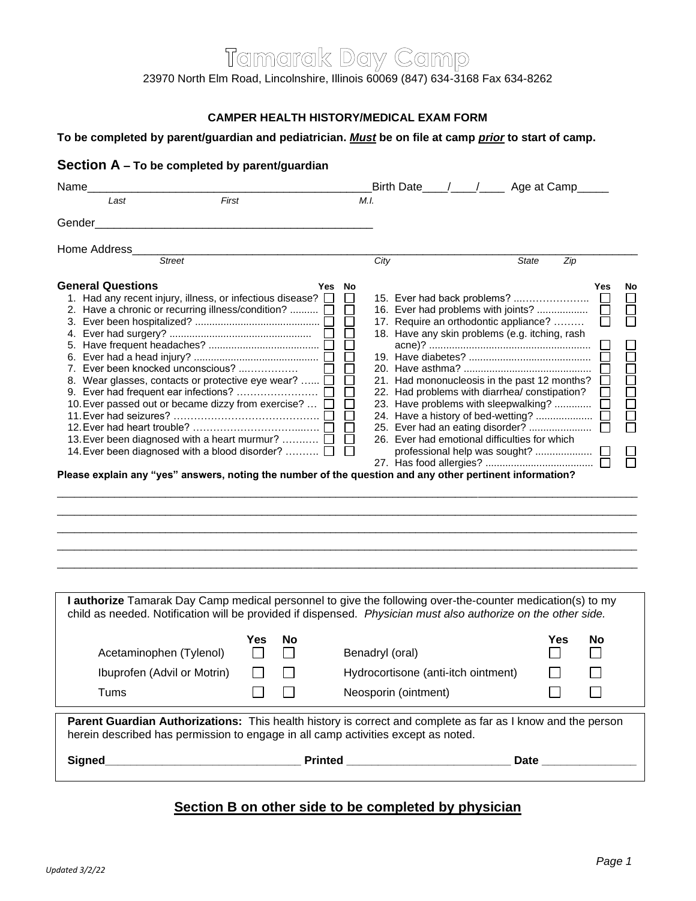# Tamarak Day Camp

23970 North Elm Road, Lincolnshire, Illinois 60069 (847) 634-3168 Fax 634-8262

**CAMPER HEALTH HISTORY/MEDICAL EXAM FORM**

**To be completed by parent/guardian and pediatrician. *Must* be on file at camp *prior* to start of camp.**

## Section A – To be completed by parent/guardian

Name_____________________________________________ Birth Date____/____/____ Age at Camp_____
*Last* *First* *M.I.*

Gender____________________________________________

Home Address______________________________________________________________________________
*Street* *City* *State* *Zip*

### General Questions

| General Questions | Yes | No |
|---|---|---|
| 1. Had any recent injury, illness, or infectious disease? | ☐ | ☐ |
| 2. Have a chronic or recurring illness/condition? | ☐ | ☐ |
| 3. Ever been hospitalized? | ☐ | ☐ |
| 4. Ever had surgery? | ☐ | ☐ |
| 5. Have frequent headaches? | ☐ | ☐ |
| 6. Ever had a head injury? | ☐ | ☐ |
| 7. Ever been knocked unconscious? | ☐ | ☐ |
| 8. Wear glasses, contacts or protective eye wear? | ☐ | ☐ |
| 9. Ever had frequent ear infections? | ☐ | ☐ |
| 10. Ever passed out or became dizzy from exercise? | ☐ | ☐ |
| 11. Ever had seizures? | ☐ | ☐ |
| 12. Ever had heart trouble? | ☐ | ☐ |
| 13. Ever been diagnosed with a heart murmur? | ☐ | ☐ |
| 14. Ever been diagnosed with a blood disorder? | ☐ | ☐ |
| 15. Ever had back problems? | ☐ | ☐ |
| 16. Ever had problems with joints? | ☐ | ☐ |
| 17. Require an orthodontic appliance? | ☐ | ☐ |
| 18. Have any skin problems (e.g. itching, rash acne)? | ☐ | ☐ |
| 19. Have diabetes? | ☐ | ☐ |
| 20. Have asthma? | ☐ | ☐ |
| 21. Had mononucleosis in the past 12 months? | ☐ | ☐ |
| 22. Had problems with diarrhea/ constipation? | ☐ | ☐ |
| 23. Have problems with sleepwalking? | ☐ | ☐ |
| 24. Have a history of bed-wetting? | ☐ | ☐ |
| 25. Ever had an eating disorder? | ☐ | ☐ |
| 26. Ever had emotional difficulties for which professional help was sought? | ☐ | ☐ |
| 27. Has food allergies? | ☐ | ☐ |

**Please explain any "yes" answers, noting the number of the question and any other pertinent information?**

______________________________________________________________________________________________
______________________________________________________________________________________________
______________________________________________________________________________________________
______________________________________________________________________________________________
______________________________________________________________________________________________

**I authorize** Tamarak Day Camp medical personnel to give the following over-the-counter medication(s) to my child as needed. Notification will be provided if dispensed. *Physician must also authorize on the other side.*

| | Yes | No | | Yes | No |
|---|---|---|---|---|---|
| Acetaminophen (Tylenol) | ☐ | ☐ | Benadryl (oral) | ☐ | ☐ |
| Ibuprofen (Advil or Motrin) | ☐ | ☐ | Hydrocortisone (anti-itch ointment) | ☐ | ☐ |
| Tums | ☐ | ☐ | Neosporin (ointment) | ☐ | ☐ |

**Parent Guardian Authorizations:** This health history is correct and complete as far as I know and the person herein described has permission to engage in all camp activities except as noted.

**Signed**_______________________________ **Printed** __________________________ **Date** _______________

## Section B on other side to be completed by physician

*Updated 3/2/22*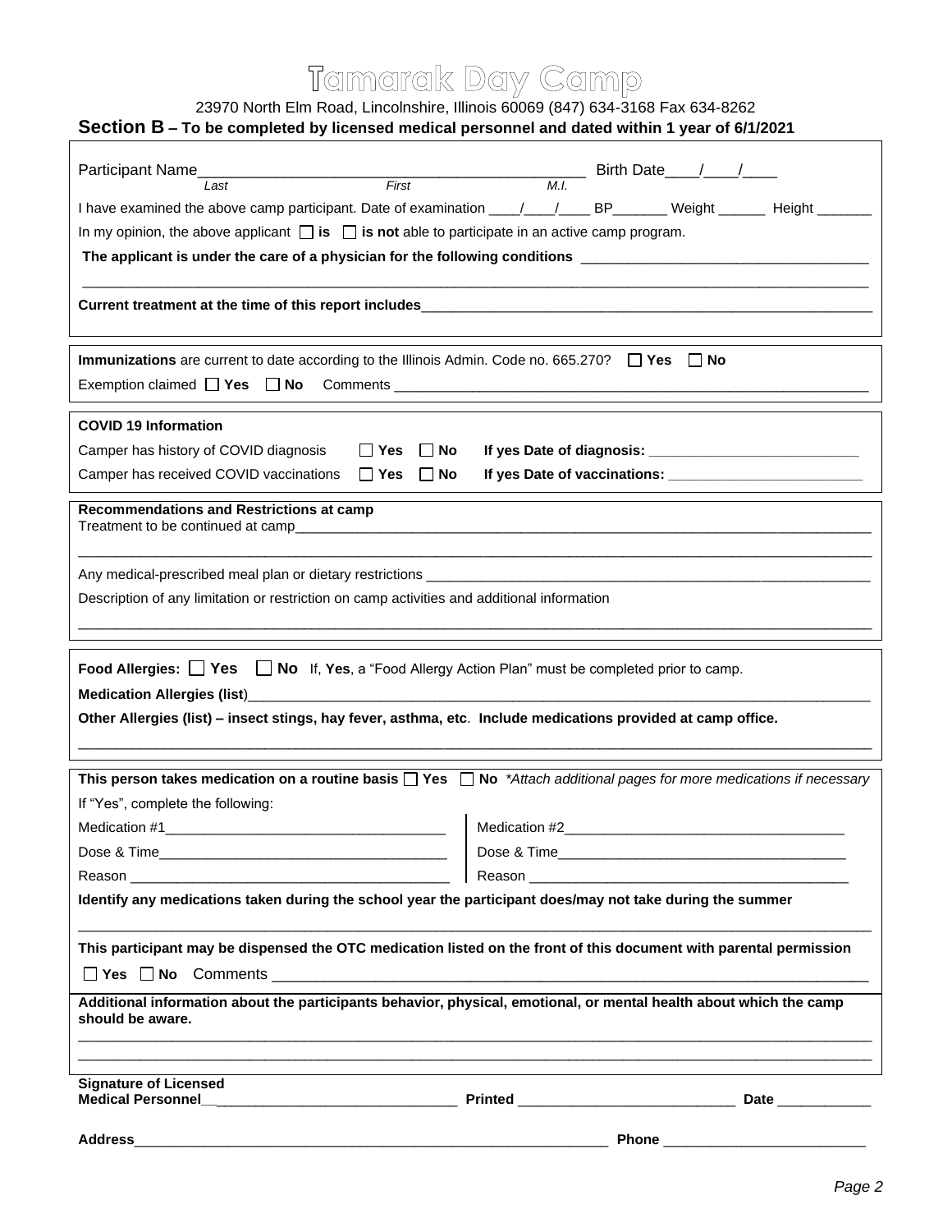# Tamarak Day Camp

23970 North Elm Road, Lincolnshire, Illinois 60069 (847) 634-3168 Fax 634-8262

## Section B – To be completed by licensed medical personnel and dated within 1 year of 6/1/2021

Participant Name_____________________________________________ Birth Date____/____/____
*Last* *First* *M.I.*

I have examined the above camp participant. Date of examination ____/____/____ BP_______ Weight ______ Height _______

In my opinion, the above applicant ☐ **is** ☐ **is not** able to participate in an active camp program.

**The applicant is under the care of a physician for the following conditions** ___________________________________

___________________________________________________________________________________________

**Current treatment at the time of this report includes**___________________________________________________

**Immunizations** are current to date according to the Illinois Admin. Code no. 665.270? ☐ **Yes** ☐ **No**

Exemption claimed ☐ **Yes** ☐ **No** Comments ____________________________________________________

**COVID 19 Information**

Camper has history of COVID diagnosis ☐ **Yes** ☐ **No** **If yes Date of diagnosis: ___________________________**

Camper has received COVID vaccinations ☐ **Yes** ☐ **No** **If yes Date of vaccinations: _________________________**

**Recommendations and Restrictions at camp**

Treatment to be continued at camp__________________________________________________________________

___________________________________________________________________________________________

Any medical-prescribed meal plan or dietary restrictions ____________________________________________________

Description of any limitation or restriction on camp activities and additional information

___________________________________________________________________________________________

**Food Allergies:** ☐ **Yes** ☐ **No** If, **Yes**, a "Food Allergy Action Plan" must be completed prior to camp.

**Medication Allergies (list**)_____________________________________________________________________________

**Other Allergies (list) – insect stings, hay fever, asthma, etc**. **Include medications provided at camp office.**

___________________________________________________________________________________________

**This person takes medication on a routine basis** ☐ **Yes** ☐ **No** *\*Attach additional pages for more medications if necessary*

If "Yes", complete the following:

| | |
|---|---|
| Medication #1___________________________________ | Medication #2___________________________________ |
| Dose & Time____________________________________ | Dose & Time____________________________________ |
| Reason ________________________________________ | Reason ________________________________________ |

**Identify any medications taken during the school year the participant does/may not take during the summer**

___________________________________________________________________________________________

**This participant may be dispensed the OTC medication listed on the front of this document with parental permission**

☐ **Yes** ☐ **No** Comments _________________________________________________________________________

**Additional information about the participants behavior, physical, emotional, or mental health about which the camp should be aware.**

___________________________________________________________________________________________

___________________________________________________________________________________________

**Signature of Licensed Medical Personnel**________________________________ **Printed** ___________________________ **Date** ____________

**Address**_____________________________________________________________ **Phone** _________________________